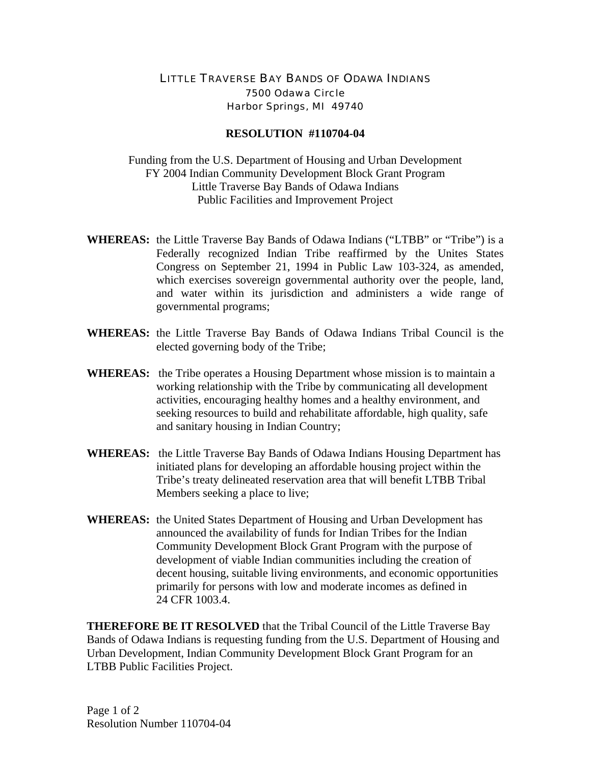LITTLE TRAVERSE BAY BANDS OF ODAWA INDIANS
7500 Odawa Circle
Harbor Springs, MI 49740

**RESOLUTION #110704-04**

Funding from the U.S. Department of Housing and Urban Development
FY 2004 Indian Community Development Block Grant Program
Little Traverse Bay Bands of Odawa Indians
Public Facilities and Improvement Project

**WHEREAS:** the Little Traverse Bay Bands of Odawa Indians ("LTBB" or "Tribe") is a Federally recognized Indian Tribe reaffirmed by the Unites States Congress on September 21, 1994 in Public Law 103-324, as amended, which exercises sovereign governmental authority over the people, land, and water within its jurisdiction and administers a wide range of governmental programs;

**WHEREAS:** the Little Traverse Bay Bands of Odawa Indians Tribal Council is the elected governing body of the Tribe;

**WHEREAS:** the Tribe operates a Housing Department whose mission is to maintain a working relationship with the Tribe by communicating all development activities, encouraging healthy homes and a healthy environment, and seeking resources to build and rehabilitate affordable, high quality, safe and sanitary housing in Indian Country;

**WHEREAS:** the Little Traverse Bay Bands of Odawa Indians Housing Department has initiated plans for developing an affordable housing project within the Tribe's treaty delineated reservation area that will benefit LTBB Tribal Members seeking a place to live;

**WHEREAS:** the United States Department of Housing and Urban Development has announced the availability of funds for Indian Tribes for the Indian Community Development Block Grant Program with the purpose of development of viable Indian communities including the creation of decent housing, suitable living environments, and economic opportunities primarily for persons with low and moderate incomes as defined in 24 CFR 1003.4.

**THEREFORE BE IT RESOLVED** that the Tribal Council of the Little Traverse Bay Bands of Odawa Indians is requesting funding from the U.S. Department of Housing and Urban Development, Indian Community Development Block Grant Program for an LTBB Public Facilities Project.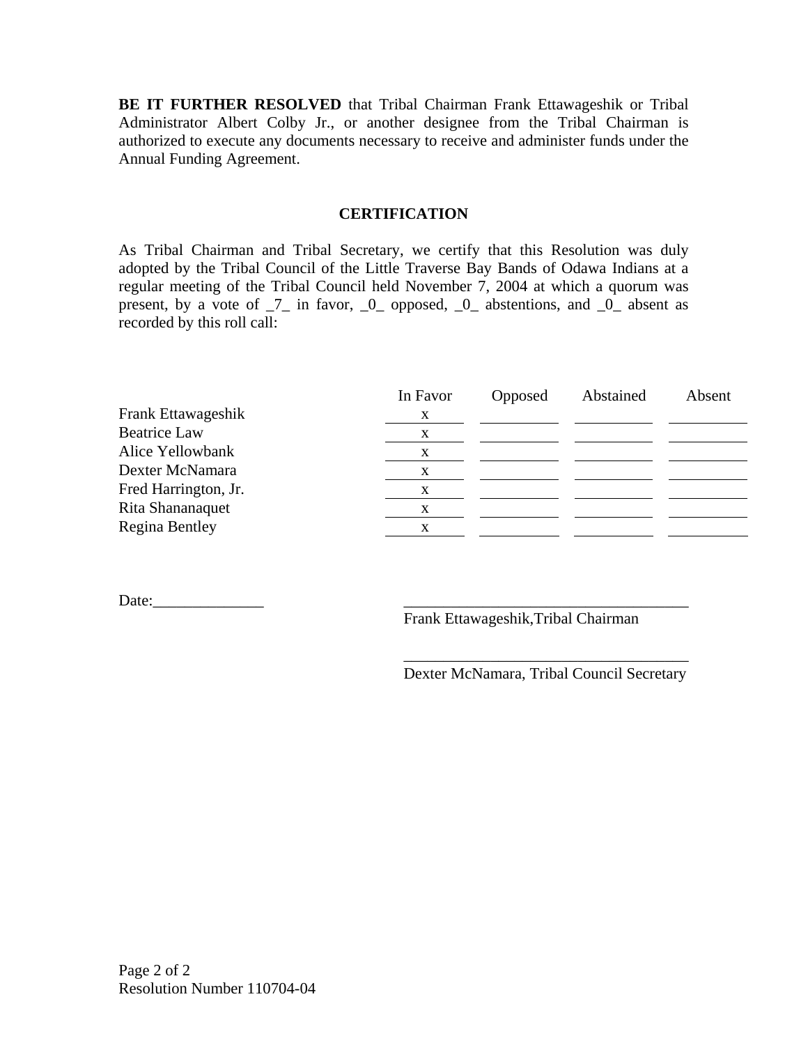**BE IT FURTHER RESOLVED** that Tribal Chairman Frank Ettawageshik or Tribal Administrator Albert Colby Jr., or another designee from the Tribal Chairman is authorized to execute any documents necessary to receive and administer funds under the Annual Funding Agreement.

## CERTIFICATION

As Tribal Chairman and Tribal Secretary, we certify that this Resolution was duly adopted by the Tribal Council of the Little Traverse Bay Bands of Odawa Indians at a regular meeting of the Tribal Council held November 7, 2004 at which a quorum was present, by a vote of _7_ in favor, _0_ opposed, _0_ abstentions, and _0_ absent as recorded by this roll call:

| | In Favor | Opposed | Abstained | Absent |
|---|---|---|---|---|
| Frank Ettawageshik | x | | | |
| Beatrice Law | x | | | |
| Alice Yellowbank | x | | | |
| Dexter McNamara | x | | | |
| Fred Harrington, Jr. | x | | | |
| Rita Shananaquet | x | | | |
| Regina Bentley | x | | | |

Date:______________

____________________________________
Frank Ettawageshik,Tribal Chairman

____________________________________
Dexter McNamara, Tribal Council Secretary

Resolution Number 110704-04